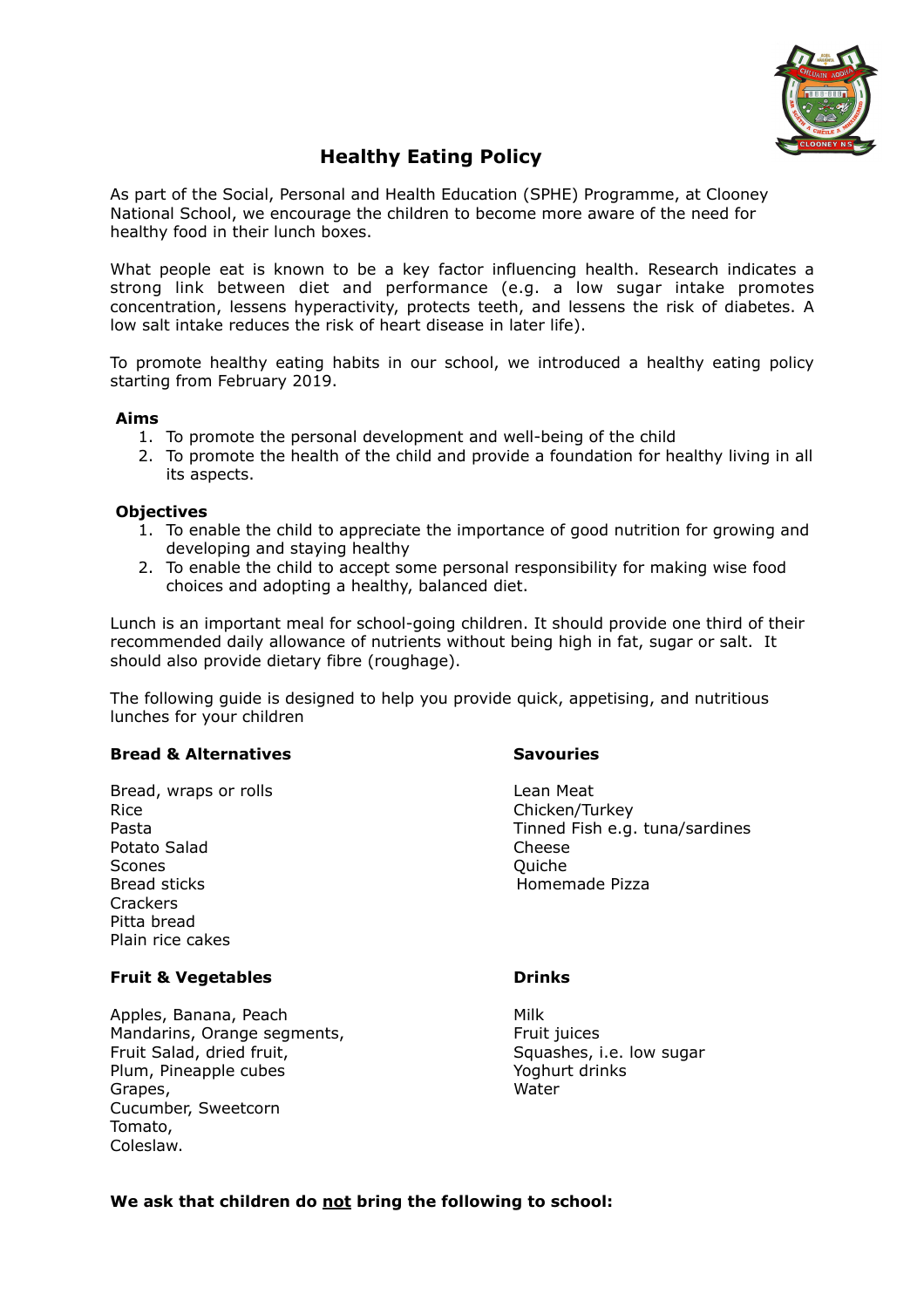# Healthy Eating Policy

As part of the Social, Personal and Health Education (SPHE) Programme, at Clooney National School, we encourage the children to become more aware of the need for healthy food in their lunch boxes.

What people eat is known to be a key factor influencing health. Research indicates a strong link between diet and performance (e.g. a low sugar intake promotes concentration, lessens hyperactivity, protects teeth, and lessens the risk of diabetes. A low salt intake reduces the risk of heart disease in later life).

To promote healthy eating habits in our school, we introduced a healthy eating policy starting from February 2019.

**Aims**

1. To promote the personal development and well-being of the child
2. To promote the health of the child and provide a foundation for healthy living in all its aspects.

**Objectives**

1. To enable the child to appreciate the importance of good nutrition for growing and developing and staying healthy
2. To enable the child to accept some personal responsibility for making wise food choices and adopting a healthy, balanced diet.

Lunch is an important meal for school-going children. It should provide one third of their recommended daily allowance of nutrients without being high in fat, sugar or salt. It should also provide dietary fibre (roughage).

The following guide is designed to help you provide quick, appetising, and nutritious lunches for your children

**Bread & Alternatives**

Bread, wraps or rolls
Rice
Pasta
Potato Salad
Scones
Bread sticks
Crackers
Pitta bread
Plain rice cakes

**Savouries**

Lean Meat
Chicken/Turkey
Tinned Fish e.g. tuna/sardines
Cheese
Quiche
Homemade Pizza

**Fruit & Vegetables**

Apples, Banana, Peach
Mandarins, Orange segments,
Fruit Salad, dried fruit,
Plum, Pineapple cubes
Grapes,
Cucumber, Sweetcorn
Tomato,
Coleslaw.

**Drinks**

Milk
Fruit juices
Squashes, i.e. low sugar
Yoghurt drinks
Water

**We ask that children do <u>not</u> bring the following to school:**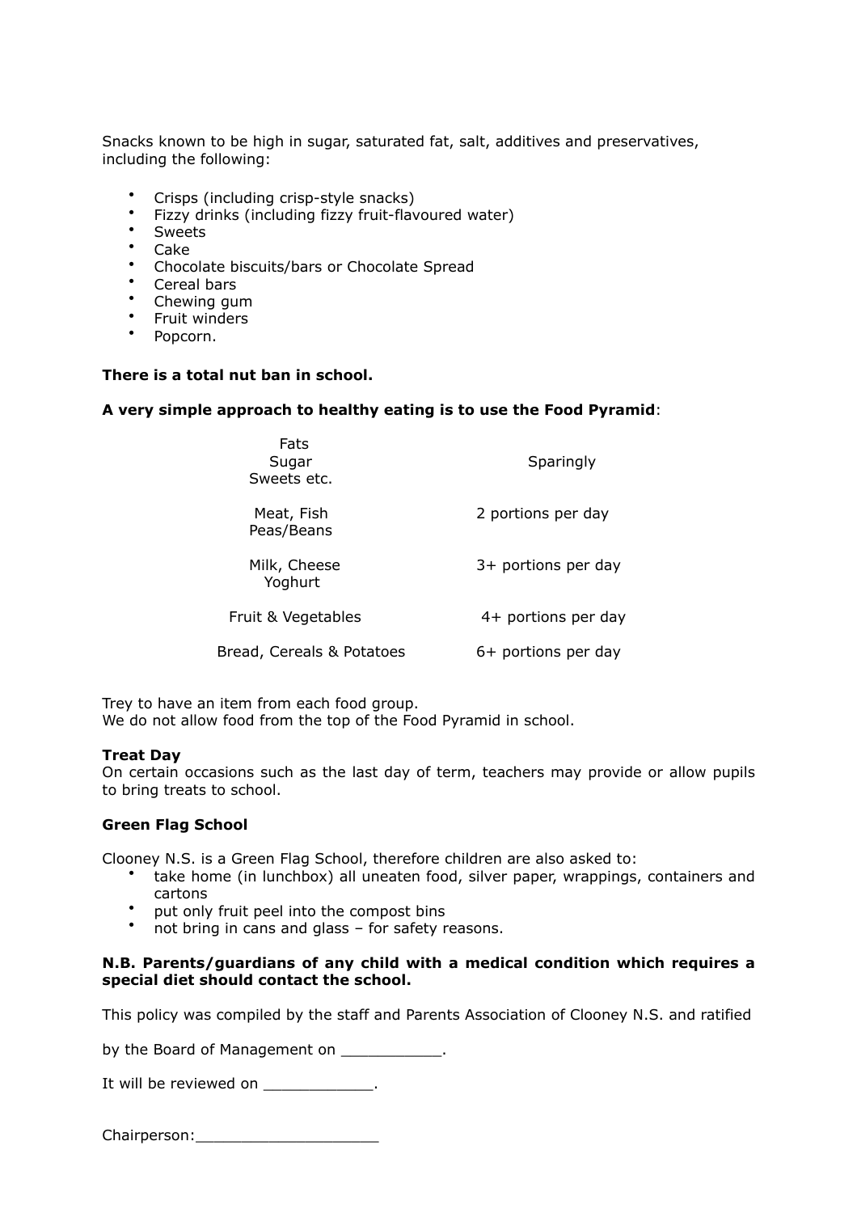Snacks known to be high in sugar, saturated fat, salt, additives and preservatives, including the following:

- Crisps (including crisp-style snacks)
- Fizzy drinks (including fizzy fruit-flavoured water)
- Sweets
- Cake
- Chocolate biscuits/bars or Chocolate Spread
- Cereal bars
- Chewing gum
- Fruit winders
- Popcorn.

**There is a total nut ban in school.**

**A very simple approach to healthy eating is to use the Food Pyramid**:

| | |
|---|---|
| Fats<br>Sugar<br>Sweets etc. | Sparingly |
| Meat, Fish<br>Peas/Beans | 2 portions per day |
| Milk, Cheese<br>Yoghurt | 3+ portions per day |
| Fruit & Vegetables | 4+ portions per day |
| Bread, Cereals & Potatoes | 6+ portions per day |

Trey to have an item from each food group.
We do not allow food from the top of the Food Pyramid in school.

**Treat Day**
On certain occasions such as the last day of term, teachers may provide or allow pupils to bring treats to school.

**Green Flag School**

Clooney N.S. is a Green Flag School, therefore children are also asked to:

- take home (in lunchbox) all uneaten food, silver paper, wrappings, containers and cartons
- put only fruit peel into the compost bins
- not bring in cans and glass – for safety reasons.

**N.B. Parents/guardians of any child with a medical condition which requires a special diet should contact the school.**

This policy was compiled by the staff and Parents Association of Clooney N.S. and ratified

by the Board of Management on ___________.

It will be reviewed on ____________.

Chairperson:____________________